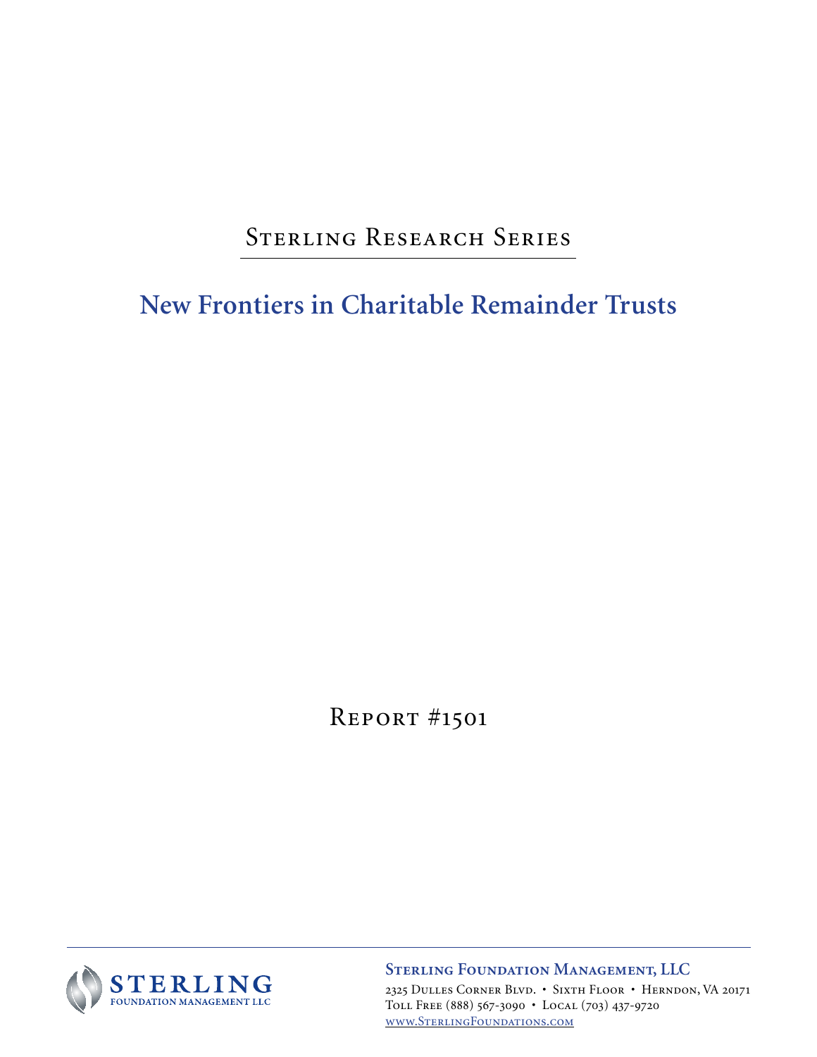Sterling Research Series

# New Frontiers in Charitable Remainder Trusts

Report #1501

**Sterling Foundation Management, LLC**

2325 Dulles Corner Blvd. • Sixth Floor • Herndon, VA 20171
Toll Free (888) 567-3090 • Local (703) 437-9720
www.SterlingFoundations.com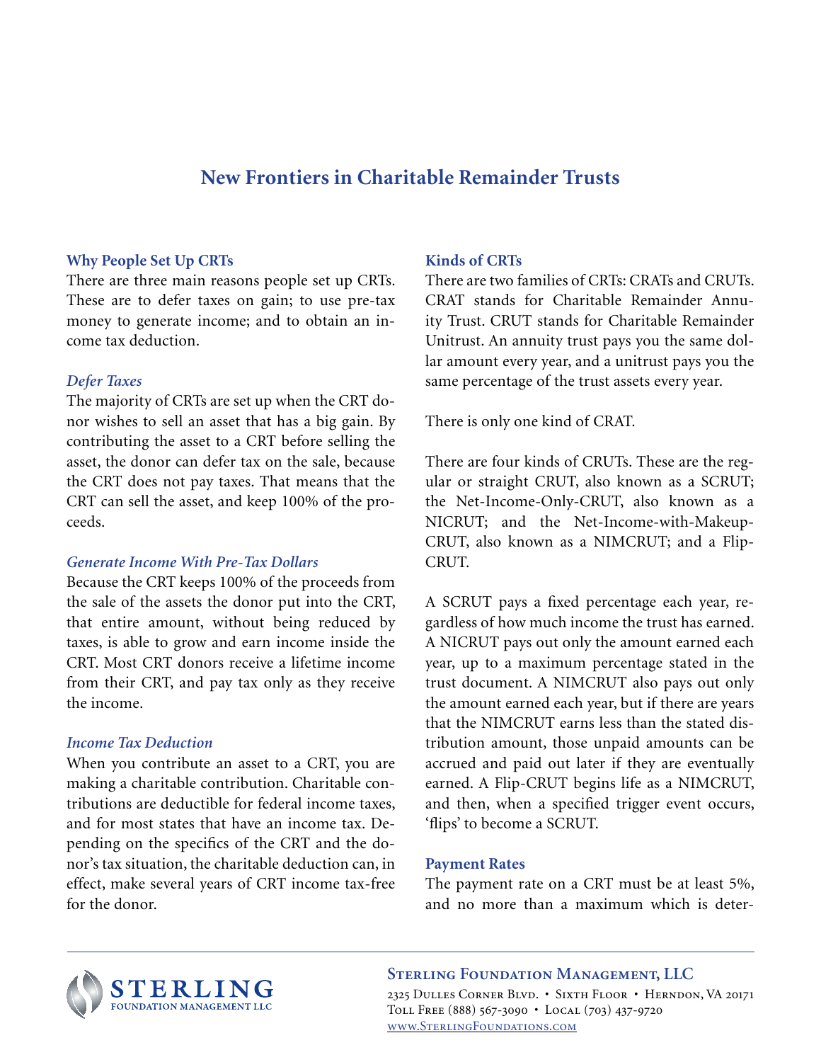# New Frontiers in Charitable Remainder Trusts

## Why People Set Up CRTs

There are three main reasons people set up CRTs. These are to defer taxes on gain; to use pre-tax money to generate income; and to obtain an income tax deduction.

### *Defer Taxes*

The majority of CRTs are set up when the CRT donor wishes to sell an asset that has a big gain. By contributing the asset to a CRT before selling the asset, the donor can defer tax on the sale, because the CRT does not pay taxes. That means that the CRT can sell the asset, and keep 100% of the proceeds.

### *Generate Income With Pre-Tax Dollars*

Because the CRT keeps 100% of the proceeds from the sale of the assets the donor put into the CRT, that entire amount, without being reduced by taxes, is able to grow and earn income inside the CRT. Most CRT donors receive a lifetime income from their CRT, and pay tax only as they receive the income.

### *Income Tax Deduction*

When you contribute an asset to a CRT, you are making a charitable contribution. Charitable contributions are deductible for federal income taxes, and for most states that have an income tax. Depending on the specifics of the CRT and the donor's tax situation, the charitable deduction can, in effect, make several years of CRT income tax-free for the donor.

## Kinds of CRTs

There are two families of CRTs: CRATs and CRUTs. CRAT stands for Charitable Remainder Annuity Trust. CRUT stands for Charitable Remainder Unitrust. An annuity trust pays you the same dollar amount every year, and a unitrust pays you the same percentage of the trust assets every year.

There is only one kind of CRAT.

There are four kinds of CRUTs. These are the regular or straight CRUT, also known as a SCRUT; the Net-Income-Only-CRUT, also known as a NICRUT; and the Net-Income-with-Makeup-CRUT, also known as a NIMCRUT; and a Flip-CRUT.

A SCRUT pays a fixed percentage each year, regardless of how much income the trust has earned. A NICRUT pays out only the amount earned each year, up to a maximum percentage stated in the trust document. A NIMCRUT also pays out only the amount earned each year, but if there are years that the NIMCRUT earns less than the stated distribution amount, those unpaid amounts can be accrued and paid out later if they are eventually earned. A Flip-CRUT begins life as a NIMCRUT, and then, when a specified trigger event occurs, 'flips' to become a SCRUT.

## Payment Rates

The payment rate on a CRT must be at least 5%, and no more than a maximum which is deter-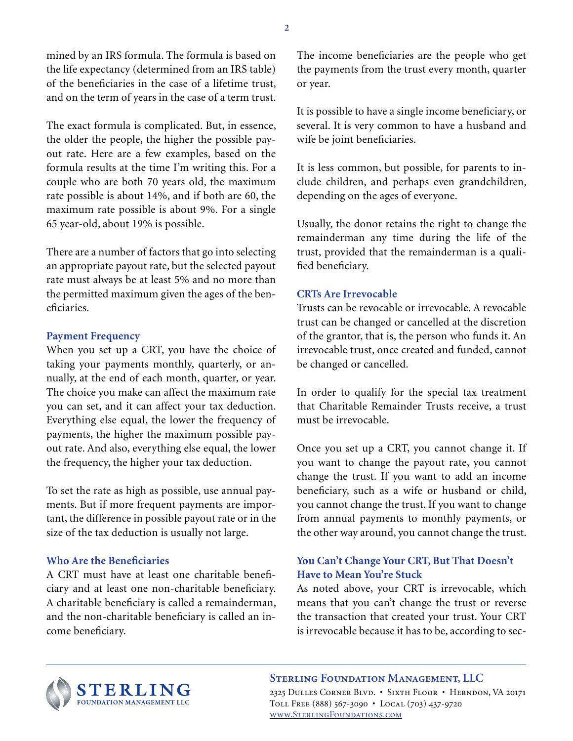mined by an IRS formula. The formula is based on the life expectancy (determined from an IRS table) of the beneficiaries in the case of a lifetime trust, and on the term of years in the case of a term trust.

The exact formula is complicated. But, in essence, the older the people, the higher the possible payout rate. Here are a few examples, based on the formula results at the time I'm writing this. For a couple who are both 70 years old, the maximum rate possible is about 14%, and if both are 60, the maximum rate possible is about 9%. For a single 65 year-old, about 19% is possible.

There are a number of factors that go into selecting an appropriate payout rate, but the selected payout rate must always be at least 5% and no more than the permitted maximum given the ages of the beneficiaries.

### Payment Frequency

When you set up a CRT, you have the choice of taking your payments monthly, quarterly, or annually, at the end of each month, quarter, or year. The choice you make can affect the maximum rate you can set, and it can affect your tax deduction. Everything else equal, the lower the frequency of payments, the higher the maximum possible payout rate. And also, everything else equal, the lower the frequency, the higher your tax deduction.

To set the rate as high as possible, use annual payments. But if more frequent payments are important, the difference in possible payout rate or in the size of the tax deduction is usually not large.

### Who Are the Beneficiaries

A CRT must have at least one charitable beneficiary and at least one non-charitable beneficiary. A charitable beneficiary is called a remainderman, and the non-charitable beneficiary is called an income beneficiary.

The income beneficiaries are the people who get the payments from the trust every month, quarter or year.

It is possible to have a single income beneficiary, or several. It is very common to have a husband and wife be joint beneficiaries.

It is less common, but possible, for parents to include children, and perhaps even grandchildren, depending on the ages of everyone.

Usually, the donor retains the right to change the remainderman any time during the life of the trust, provided that the remainderman is a qualified beneficiary.

### CRTs Are Irrevocable

Trusts can be revocable or irrevocable. A revocable trust can be changed or cancelled at the discretion of the grantor, that is, the person who funds it. An irrevocable trust, once created and funded, cannot be changed or cancelled.

In order to qualify for the special tax treatment that Charitable Remainder Trusts receive, a trust must be irrevocable.

Once you set up a CRT, you cannot change it. If you want to change the payout rate, you cannot change the trust. If you want to add an income beneficiary, such as a wife or husband or child, you cannot change the trust. If you want to change from annual payments to monthly payments, or the other way around, you cannot change the trust.

### You Can't Change Your CRT, But That Doesn't Have to Mean You're Stuck

As noted above, your CRT is irrevocable, which means that you can't change the trust or reverse the transaction that created your trust. Your CRT is irrevocable because it has to be, according to sec-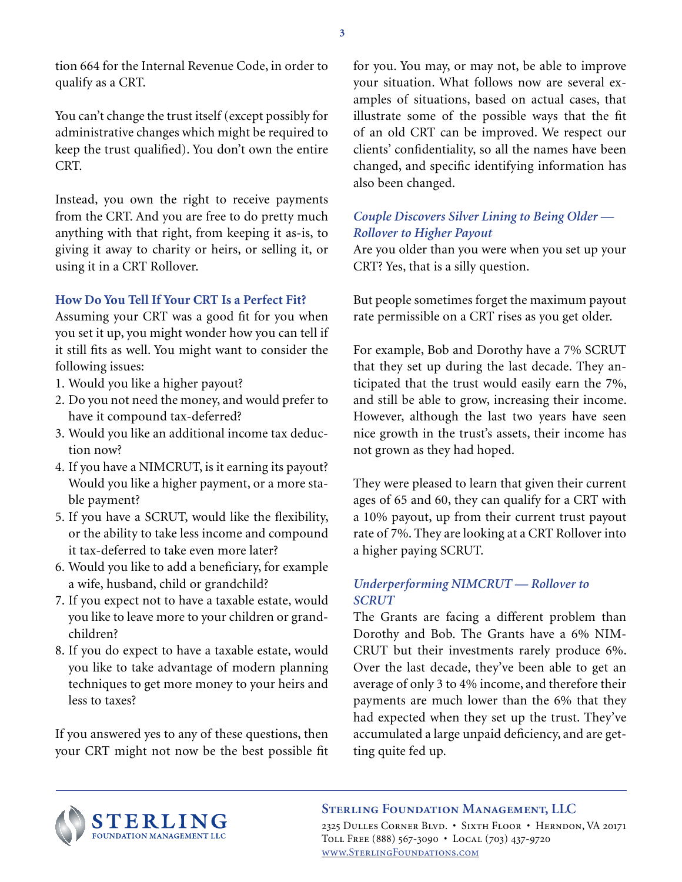tion 664 for the Internal Revenue Code, in order to qualify as a CRT.

You can't change the trust itself (except possibly for administrative changes which might be required to keep the trust qualified). You don't own the entire CRT.

Instead, you own the right to receive payments from the CRT. And you are free to do pretty much anything with that right, from keeping it as-is, to giving it away to charity or heirs, or selling it, or using it in a CRT Rollover.

### How Do You Tell If Your CRT Is a Perfect Fit?

Assuming your CRT was a good fit for you when you set it up, you might wonder how you can tell if it still fits as well. You might want to consider the following issues:

1. Would you like a higher payout?
2. Do you not need the money, and would prefer to have it compound tax-deferred?
3. Would you like an additional income tax deduction now?
4. If you have a NIMCRUT, is it earning its payout? Would you like a higher payment, or a more stable payment?
5. If you have a SCRUT, would like the flexibility, or the ability to take less income and compound it tax-deferred to take even more later?
6. Would you like to add a beneficiary, for example a wife, husband, child or grandchild?
7. If you expect not to have a taxable estate, would you like to leave more to your children or grandchildren?
8. If you do expect to have a taxable estate, would you like to take advantage of modern planning techniques to get more money to your heirs and less to taxes?

If you answered yes to any of these questions, then your CRT might not now be the best possible fit for you. You may, or may not, be able to improve your situation. What follows now are several examples of situations, based on actual cases, that illustrate some of the possible ways that the fit of an old CRT can be improved. We respect our clients' confidentiality, so all the names have been changed, and specific identifying information has also been changed.

### *Couple Discovers Silver Lining to Being Older — Rollover to Higher Payout*

Are you older than you were when you set up your CRT? Yes, that is a silly question.

But people sometimes forget the maximum payout rate permissible on a CRT rises as you get older.

For example, Bob and Dorothy have a 7% SCRUT that they set up during the last decade. They anticipated that the trust would easily earn the 7%, and still be able to grow, increasing their income. However, although the last two years have seen nice growth in the trust's assets, their income has not grown as they had hoped.

They were pleased to learn that given their current ages of 65 and 60, they can qualify for a CRT with a 10% payout, up from their current trust payout rate of 7%. They are looking at a CRT Rollover into a higher paying SCRUT.

### *Underperforming NIMCRUT — Rollover to SCRUT*

The Grants are facing a different problem than Dorothy and Bob. The Grants have a 6% NIMCRUT but their investments rarely produce 6%. Over the last decade, they've been able to get an average of only 3 to 4% income, and therefore their payments are much lower than the 6% that they had expected when they set up the trust. They've accumulated a large unpaid deficiency, and are getting quite fed up.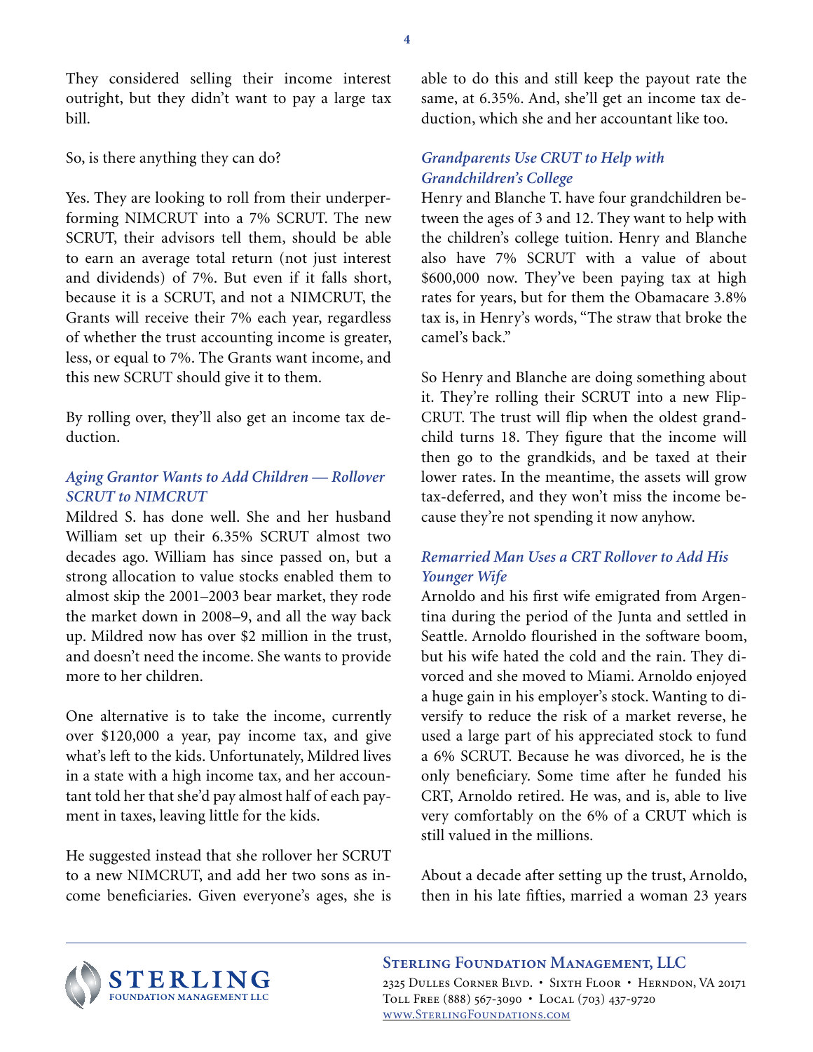They considered selling their income interest outright, but they didn't want to pay a large tax bill.

So, is there anything they can do?

Yes. They are looking to roll from their underperforming NIMCRUT into a 7% SCRUT. The new SCRUT, their advisors tell them, should be able to earn an average total return (not just interest and dividends) of 7%. But even if it falls short, because it is a SCRUT, and not a NIMCRUT, the Grants will receive their 7% each year, regardless of whether the trust accounting income is greater, less, or equal to 7%. The Grants want income, and this new SCRUT should give it to them.

By rolling over, they'll also get an income tax deduction.

### *Aging Grantor Wants to Add Children — Rollover SCRUT to NIMCRUT*

Mildred S. has done well. She and her husband William set up their 6.35% SCRUT almost two decades ago. William has since passed on, but a strong allocation to value stocks enabled them to almost skip the 2001–2003 bear market, they rode the market down in 2008–9, and all the way back up. Mildred now has over $2 million in the trust, and doesn't need the income. She wants to provide more to her children.

One alternative is to take the income, currently over $120,000 a year, pay income tax, and give what's left to the kids. Unfortunately, Mildred lives in a state with a high income tax, and her accountant told her that she'd pay almost half of each payment in taxes, leaving little for the kids.

He suggested instead that she rollover her SCRUT to a new NIMCRUT, and add her two sons as income beneficiaries. Given everyone's ages, she is able to do this and still keep the payout rate the same, at 6.35%. And, she'll get an income tax deduction, which she and her accountant like too.

### *Grandparents Use CRUT to Help with Grandchildren's College*

Henry and Blanche T. have four grandchildren between the ages of 3 and 12. They want to help with the children's college tuition. Henry and Blanche also have 7% SCRUT with a value of about $600,000 now. They've been paying tax at high rates for years, but for them the Obamacare 3.8% tax is, in Henry's words, "The straw that broke the camel's back."

So Henry and Blanche are doing something about it. They're rolling their SCRUT into a new Flip-CRUT. The trust will flip when the oldest grandchild turns 18. They figure that the income will then go to the grandkids, and be taxed at their lower rates. In the meantime, the assets will grow tax-deferred, and they won't miss the income because they're not spending it now anyhow.

### *Remarried Man Uses a CRT Rollover to Add His Younger Wife*

Arnoldo and his first wife emigrated from Argentina during the period of the Junta and settled in Seattle. Arnoldo flourished in the software boom, but his wife hated the cold and the rain. They divorced and she moved to Miami. Arnoldo enjoyed a huge gain in his employer's stock. Wanting to diversify to reduce the risk of a market reverse, he used a large part of his appreciated stock to fund a 6% SCRUT. Because he was divorced, he is the only beneficiary. Some time after he funded his CRT, Arnoldo retired. He was, and is, able to live very comfortably on the 6% of a CRUT which is still valued in the millions.

About a decade after setting up the trust, Arnoldo, then in his late fifties, married a woman 23 years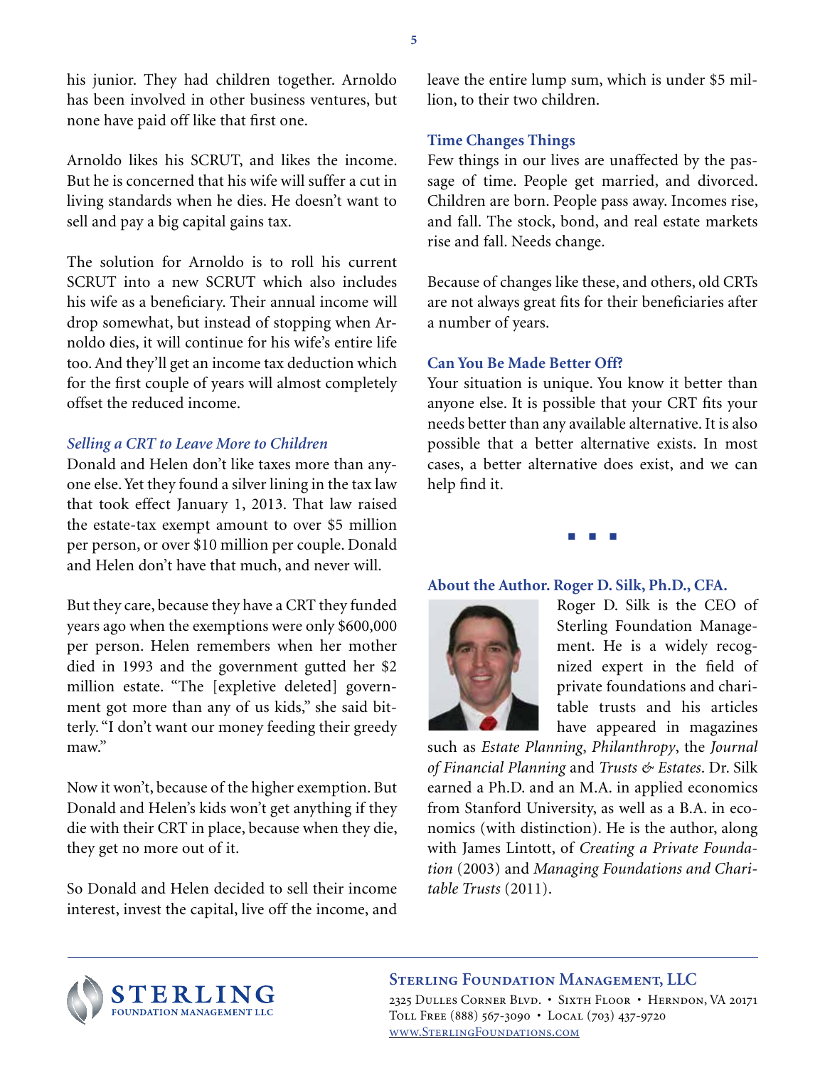his junior. They had children together. Arnoldo has been involved in other business ventures, but none have paid off like that first one.

Arnoldo likes his SCRUT, and likes the income. But he is concerned that his wife will suffer a cut in living standards when he dies. He doesn't want to sell and pay a big capital gains tax.

The solution for Arnoldo is to roll his current SCRUT into a new SCRUT which also includes his wife as a beneficiary. Their annual income will drop somewhat, but instead of stopping when Arnoldo dies, it will continue for his wife's entire life too. And they'll get an income tax deduction which for the first couple of years will almost completely offset the reduced income.

### *Selling a CRT to Leave More to Children*

Donald and Helen don't like taxes more than anyone else. Yet they found a silver lining in the tax law that took effect January 1, 2013. That law raised the estate-tax exempt amount to over $5 million per person, or over $10 million per couple. Donald and Helen don't have that much, and never will.

But they care, because they have a CRT they funded years ago when the exemptions were only $600,000 per person. Helen remembers when her mother died in 1993 and the government gutted her $2 million estate. "The [expletive deleted] government got more than any of us kids," she said bitterly. "I don't want our money feeding their greedy maw."

Now it won't, because of the higher exemption. But Donald and Helen's kids won't get anything if they die with their CRT in place, because when they die, they get no more out of it.

So Donald and Helen decided to sell their income interest, invest the capital, live off the income, and leave the entire lump sum, which is under $5 million, to their two children.

### Time Changes Things

Few things in our lives are unaffected by the passage of time. People get married, and divorced. Children are born. People pass away. Incomes rise, and fall. The stock, bond, and real estate markets rise and fall. Needs change.

Because of changes like these, and others, old CRTs are not always great fits for their beneficiaries after a number of years.

### Can You Be Made Better Off?

Your situation is unique. You know it better than anyone else. It is possible that your CRT fits your needs better than any available alternative. It is also possible that a better alternative exists. In most cases, a better alternative does exist, and we can help find it.

■ ■ ■

### About the Author. Roger D. Silk, Ph.D., CFA.

Roger D. Silk is the CEO of Sterling Foundation Management. He is a widely recognized expert in the field of private foundations and charitable trusts and his articles have appeared in magazines such as *Estate Planning*, *Philanthropy*, the *Journal of Financial Planning* and *Trusts & Estates*. Dr. Silk earned a Ph.D. and an M.A. in applied economics from Stanford University, as well as a B.A. in economics (with distinction). He is the author, along with James Lintott, of *Creating a Private Foundation* (2003) and *Managing Foundations and Charitable Trusts* (2011).

**Sterling Foundation Management, LLC**
2325 Dulles Corner Blvd. • Sixth Floor • Herndon, VA 20171
Toll Free (888) 567-3090 • Local (703) 437-9720
www.SterlingFoundations.com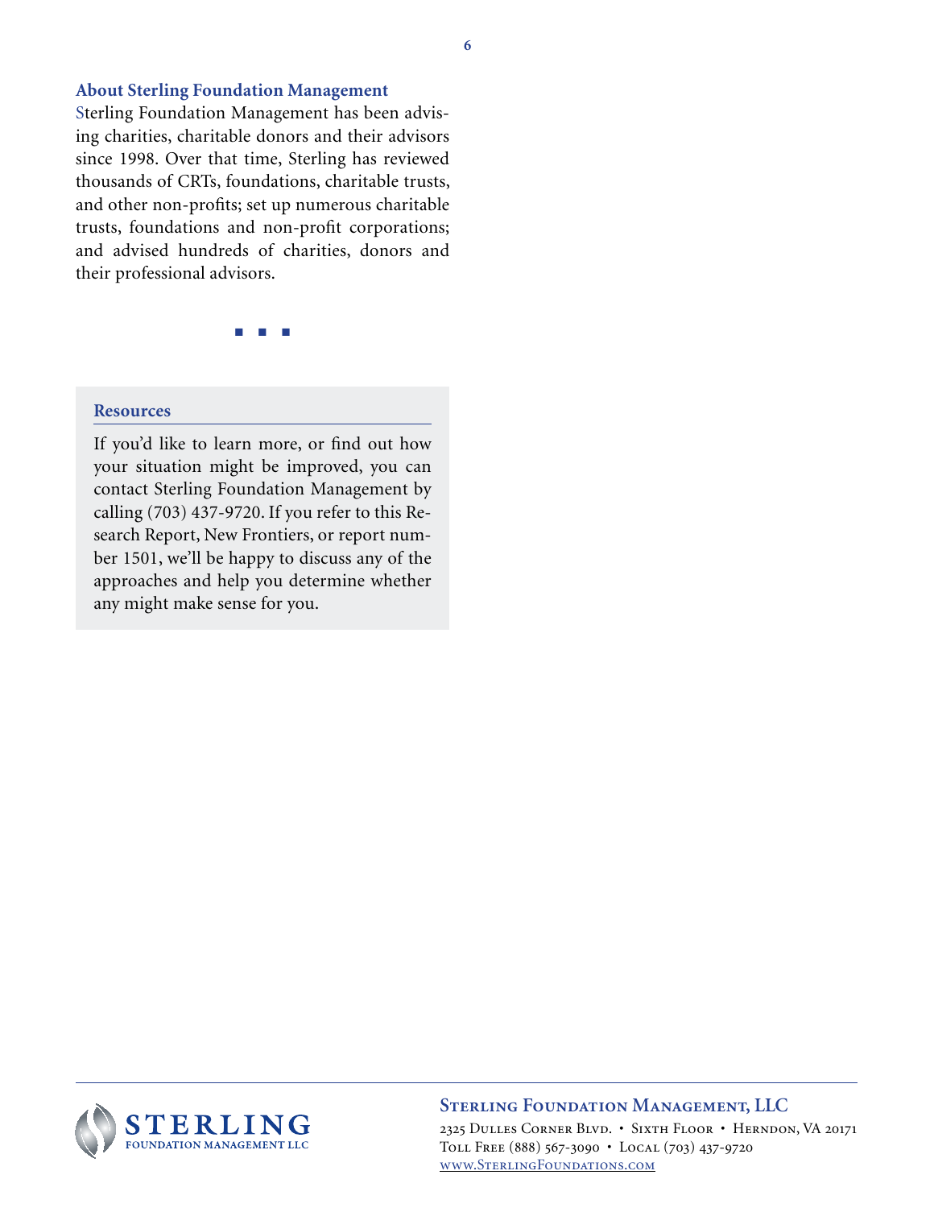## About Sterling Foundation Management

Sterling Foundation Management has been advising charities, charitable donors and their advisors since 1998. Over that time, Sterling has reviewed thousands of CRTs, foundations, charitable trusts, and other non-profits; set up numerous charitable trusts, foundations and non-profit corporations; and advised hundreds of charities, donors and their professional advisors.

■ ■ ■

### Resources

If you'd like to learn more, or find out how your situation might be improved, you can contact Sterling Foundation Management by calling (703) 437-9720. If you refer to this Research Report, New Frontiers, or report number 1501, we'll be happy to discuss any of the approaches and help you determine whether any might make sense for you.

STERLING FOUNDATION MANAGEMENT LLC

**Sterling Foundation Management, LLC**
2325 Dulles Corner Blvd. • Sixth Floor • Herndon, VA 20171
Toll Free (888) 567-3090 • Local (703) 437-9720
www.SterlingFoundations.com